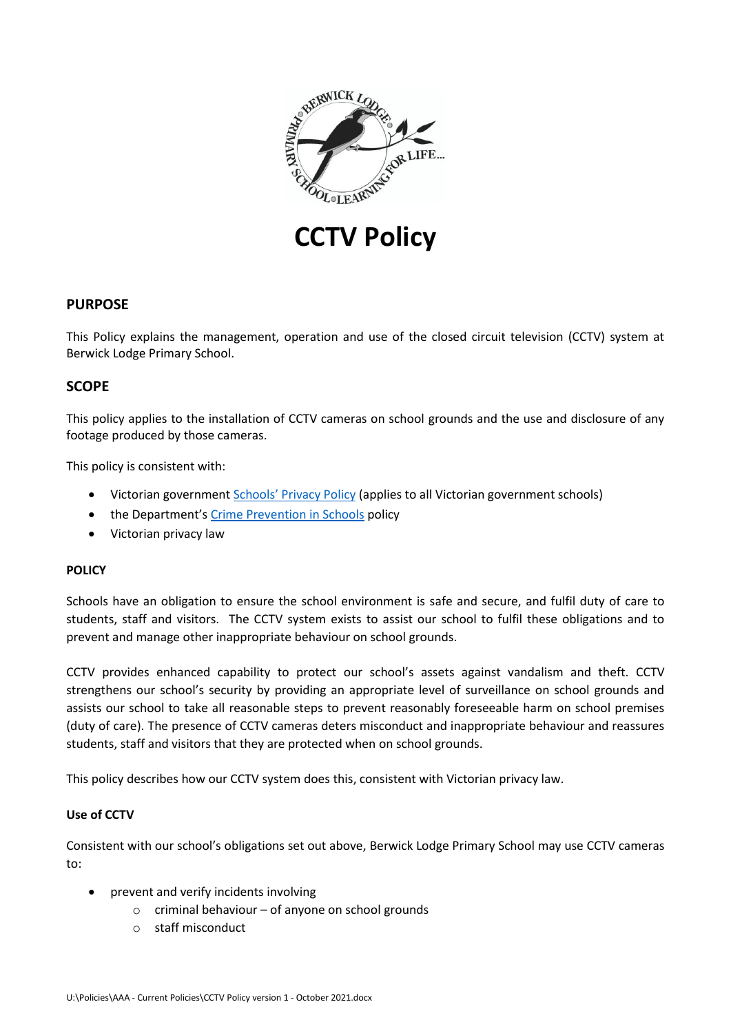# CCTV Policy

## PURPOSE

This Policy explains the management, operation and use of the closed circuit television (CCTV) system at Berwick Lodge Primary School.

## SCOPE

This policy applies to the installation of CCTV cameras on school grounds and the use and disclosure of any footage produced by those cameras.

This policy is consistent with:

- Victorian government [Schools' Privacy Policy] (applies to all Victorian government schools)
- the Department's [Crime Prevention in Schools] policy
- Victorian privacy law

### POLICY

Schools have an obligation to ensure the school environment is safe and secure, and fulfil duty of care to students, staff and visitors. The CCTV system exists to assist our school to fulfil these obligations and to prevent and manage other inappropriate behaviour on school grounds.

CCTV provides enhanced capability to protect our school's assets against vandalism and theft. CCTV strengthens our school's security by providing an appropriate level of surveillance on school grounds and assists our school to take all reasonable steps to prevent reasonably foreseeable harm on school premises (duty of care). The presence of CCTV cameras deters misconduct and inappropriate behaviour and reassures students, staff and visitors that they are protected when on school grounds.

This policy describes how our CCTV system does this, consistent with Victorian privacy law.

### Use of CCTV

Consistent with our school's obligations set out above, Berwick Lodge Primary School may use CCTV cameras to:

- prevent and verify incidents involving
  - criminal behaviour – of anyone on school grounds
  - staff misconduct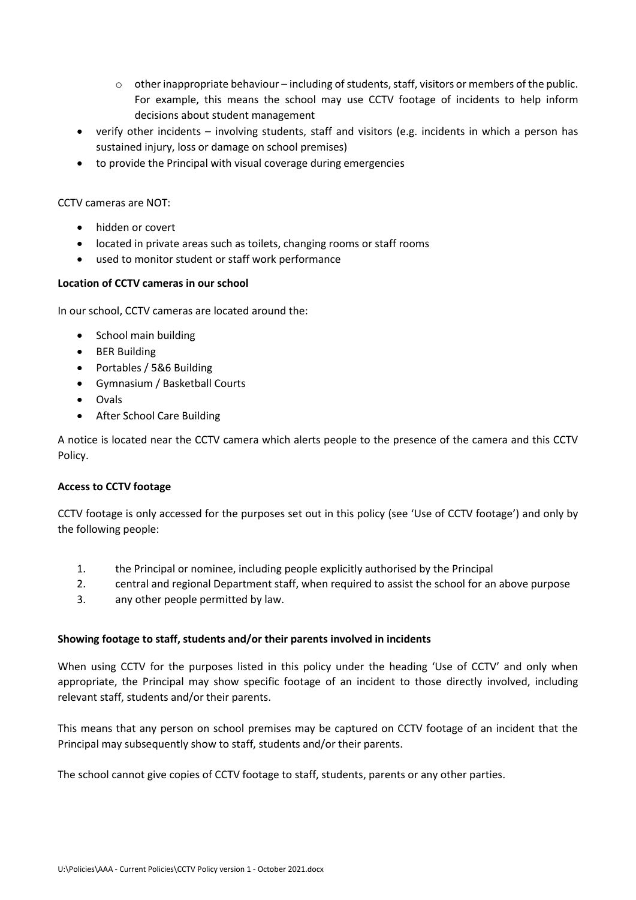- other inappropriate behaviour – including of students, staff, visitors or members of the public. For example, this means the school may use CCTV footage of incidents to help inform decisions about student management
- verify other incidents – involving students, staff and visitors (e.g. incidents in which a person has sustained injury, loss or damage on school premises)
- to provide the Principal with visual coverage during emergencies

CCTV cameras are NOT:

- hidden or covert
- located in private areas such as toilets, changing rooms or staff rooms
- used to monitor student or staff work performance

**Location of CCTV cameras in our school**

In our school, CCTV cameras are located around the:

- School main building
- BER Building
- Portables / 5&6 Building
- Gymnasium / Basketball Courts
- Ovals
- After School Care Building

A notice is located near the CCTV camera which alerts people to the presence of the camera and this CCTV Policy.

**Access to CCTV footage**

CCTV footage is only accessed for the purposes set out in this policy (see 'Use of CCTV footage') and only by the following people:

1. the Principal or nominee, including people explicitly authorised by the Principal
2. central and regional Department staff, when required to assist the school for an above purpose
3. any other people permitted by law.

**Showing footage to staff, students and/or their parents involved in incidents**

When using CCTV for the purposes listed in this policy under the heading 'Use of CCTV' and only when appropriate, the Principal may show specific footage of an incident to those directly involved, including relevant staff, students and/or their parents.

This means that any person on school premises may be captured on CCTV footage of an incident that the Principal may subsequently show to staff, students and/or their parents.

The school cannot give copies of CCTV footage to staff, students, parents or any other parties.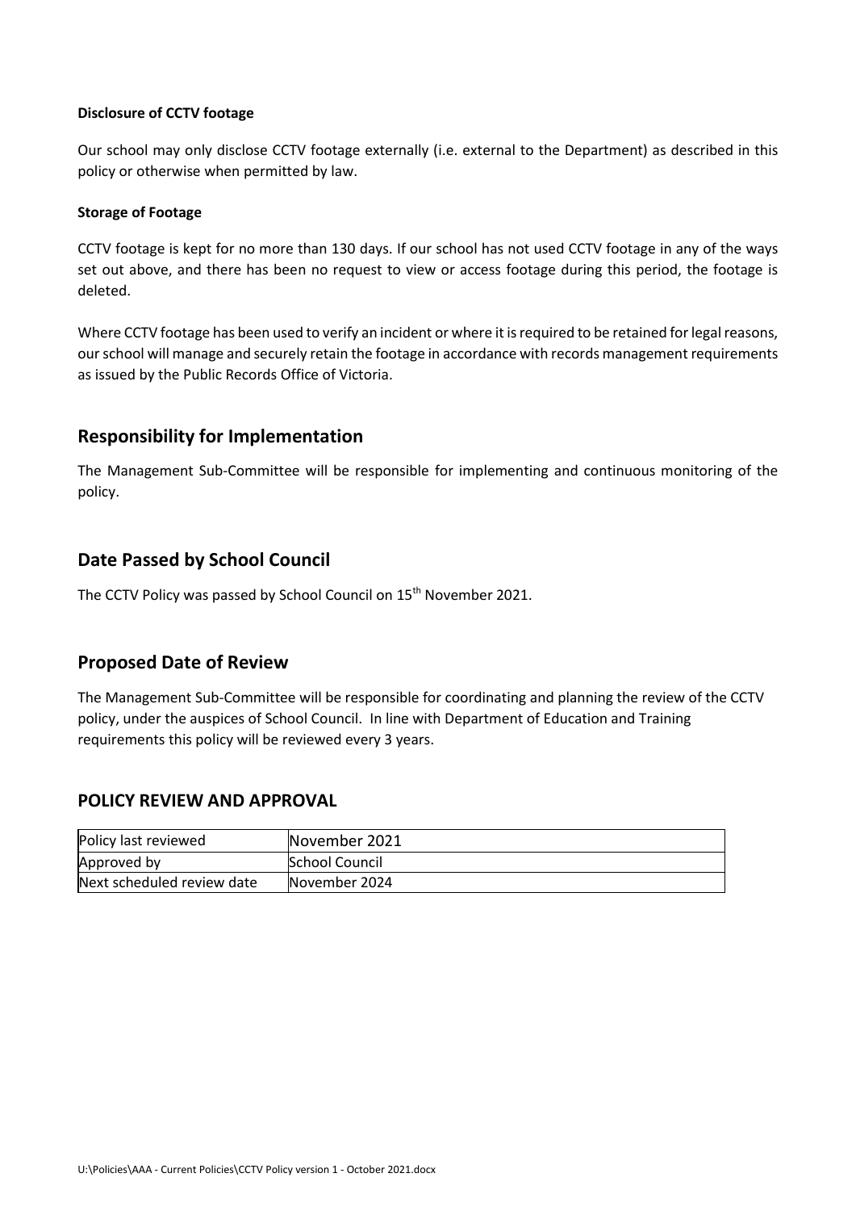#### Disclosure of CCTV footage

Our school may only disclose CCTV footage externally (i.e. external to the Department) as described in this policy or otherwise when permitted by law.

#### Storage of Footage

CCTV footage is kept for no more than 130 days. If our school has not used CCTV footage in any of the ways set out above, and there has been no request to view or access footage during this period, the footage is deleted.

Where CCTV footage has been used to verify an incident or where it is required to be retained for legal reasons, our school will manage and securely retain the footage in accordance with records management requirements as issued by the Public Records Office of Victoria.

## Responsibility for Implementation

The Management Sub-Committee will be responsible for implementing and continuous monitoring of the policy.

## Date Passed by School Council

The CCTV Policy was passed by School Council on 15th November 2021.

## Proposed Date of Review

The Management Sub-Committee will be responsible for coordinating and planning the review of the CCTV policy, under the auspices of School Council. In line with Department of Education and Training requirements this policy will be reviewed every 3 years.

## POLICY REVIEW AND APPROVAL

| | |
|---|---|
| Policy last reviewed | November 2021 |
| Approved by | School Council |
| Next scheduled review date | November 2024 |

U:\Policies\AAA - Current Policies\CCTV Policy version 1 - October 2021.docx